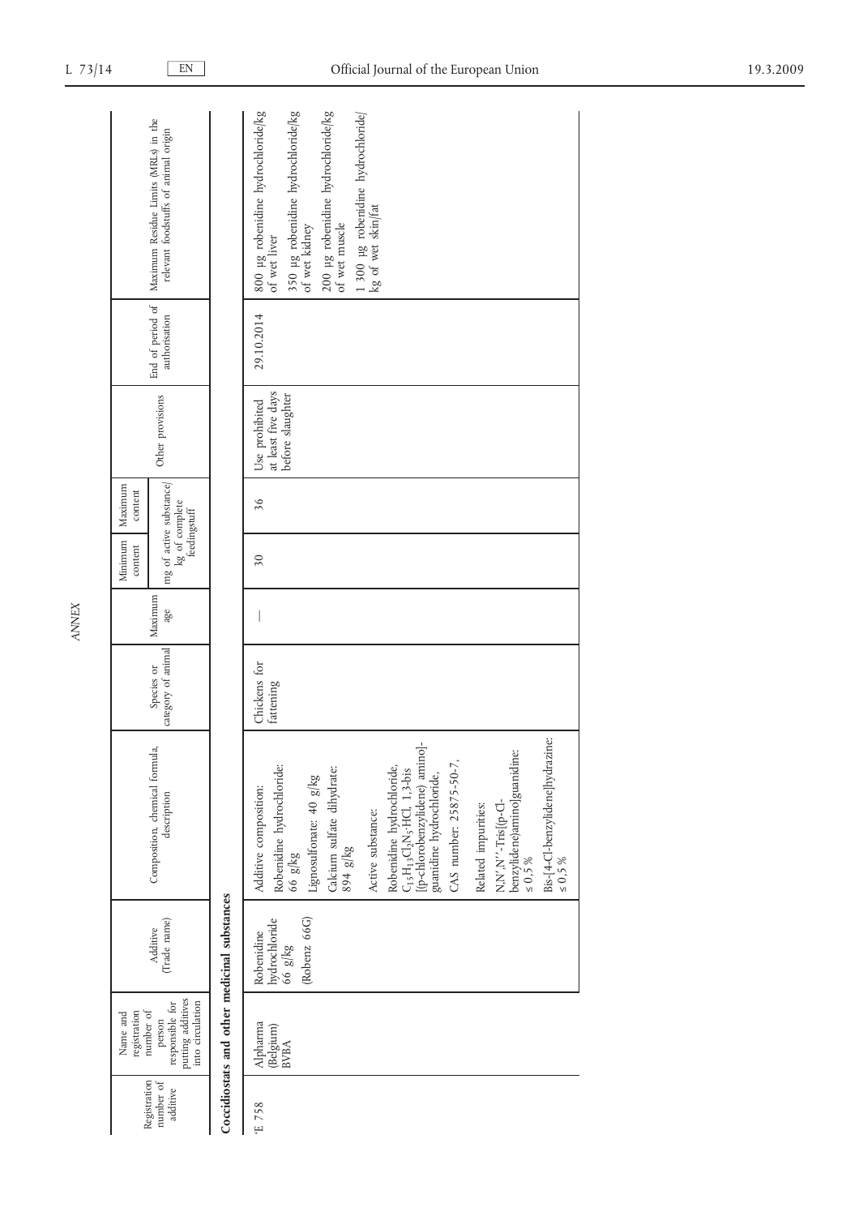ANNEX

| Registration number of additive | Name and registration number of person responsible for putting additives into circulation | Additive (Trade name) | Composition, chemical formula, description | Species or category of animal | Maximum age | Minimum content | Maximum content | Other provisions | End of period of authorisation | Maximum Residue Limits (MRLs) in the relevant foodstuffs of animal origin |
|---|---|---|---|---|---|---|---|---|---|---|
| | | | | | | mg of active substance/kg of complete feedingstuff | | | | |
| **Coccidiostats and other medicinal substances** | | | | | | | | | | |
| 'E 758 | Alpharma (Belgium) BVBA | Robenidine hydrochloride 66 g/kg (Robenz 66G) | Additive composition: Robenidine hydrochloride: 66 g/kg Lignosulfonate: 40 g/kg Calcium sulfate dihydrate: 894 g/kg Active substance: Robenidine hydrochloride, $C_{15}H_{13}Cl_2N_5{\cdot}HCl$, 1,3-bis [(p-chlorobenzylidene) amino]-guanidine hydrochloride, CAS number: 25875-50-7, Related impurities: N,N',N''-Tris[(p-Cl-benzylidene)amino]guanidine: ≤ 0,5 % Bis-[4-Cl-benzylidene]hydrazine: ≤ 0,5 % | Chickens for fattening | — | 30 | 36 | Use prohibited at least five days before slaughter | 29.10.2014 | 800 µg robenidine hydrochloride/kg of wet liver 350 µg robenidine hydrochloride/kg of wet kidney 200 µg robenidine hydrochloride/kg of wet muscle 1 300 µg robenidine hydrochloride/kg of wet skin/fat |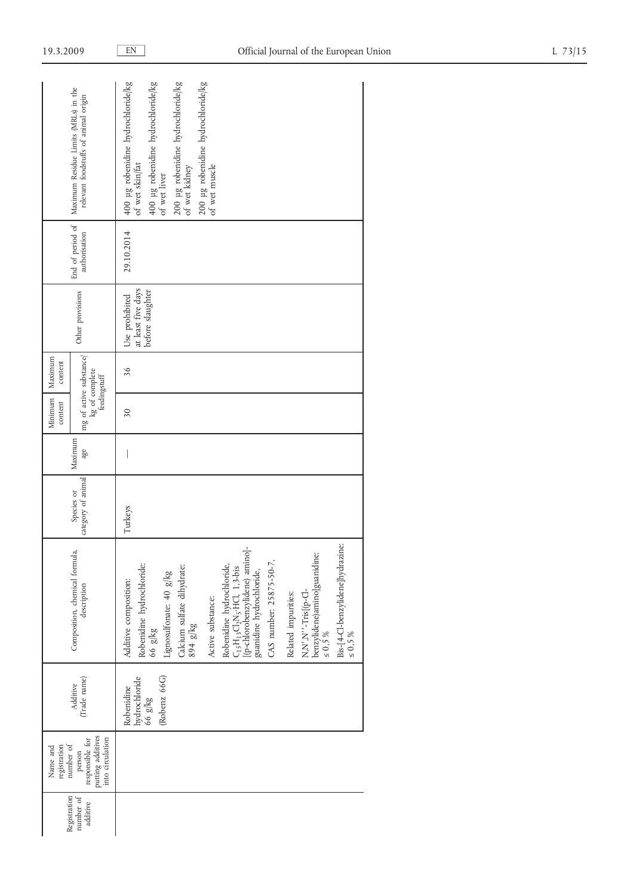| Registration number of additive | Name and registration number of person responsible for putting additives into circulation | Additive (Trade name) | Composition, chemical formula, description | Species or category of animal | Maximum age | Minimum content | Maximum content | Other provisions | End of period of authorisation | Maximum Residue Limits (MRLs) in the relevant foodstuffs of animal origin |
|---|---|---|---|---|---|---|---|---|---|---|
| | | | | | | mg of active substance/kg of complete feedingstuff | | | | |
| | | Robenidine hydrochloride 66 g/kg (Robenz 66G) | Additive composition: Robenidine hydrochloride: 66 g/kg Lignosulfonate: 40 g/kg Calcium sulfate dihydrate: 894 g/kg Active substance: Robenidine hydrochloride, $C_{15}H_{13}Cl_2N_5 \cdot HCl$, 1,3-bis [(p-chlorobenzylidene) amino]-guanidine hydrochloride, CAS number: 25875-50-7, Related impurities: N,N',N''-Tris[(p-Cl-benzylidene)amino]guanidine: ≤ 0,5 % Bis-[4-Cl-benzylidene]hydrazine: ≤ 0,5 % | Turkeys | — | 30 | 36 | Use prohibited at least five days before slaughter | 29.10.2014 | 400 µg robenidine hydrochloride/kg of wet skin/fat 400 µg robenidine hydrochloride/kg of wet liver 200 µg robenidine hydrochloride/kg of wet kidney 200 µg robenidine hydrochloride/kg of wet muscle |